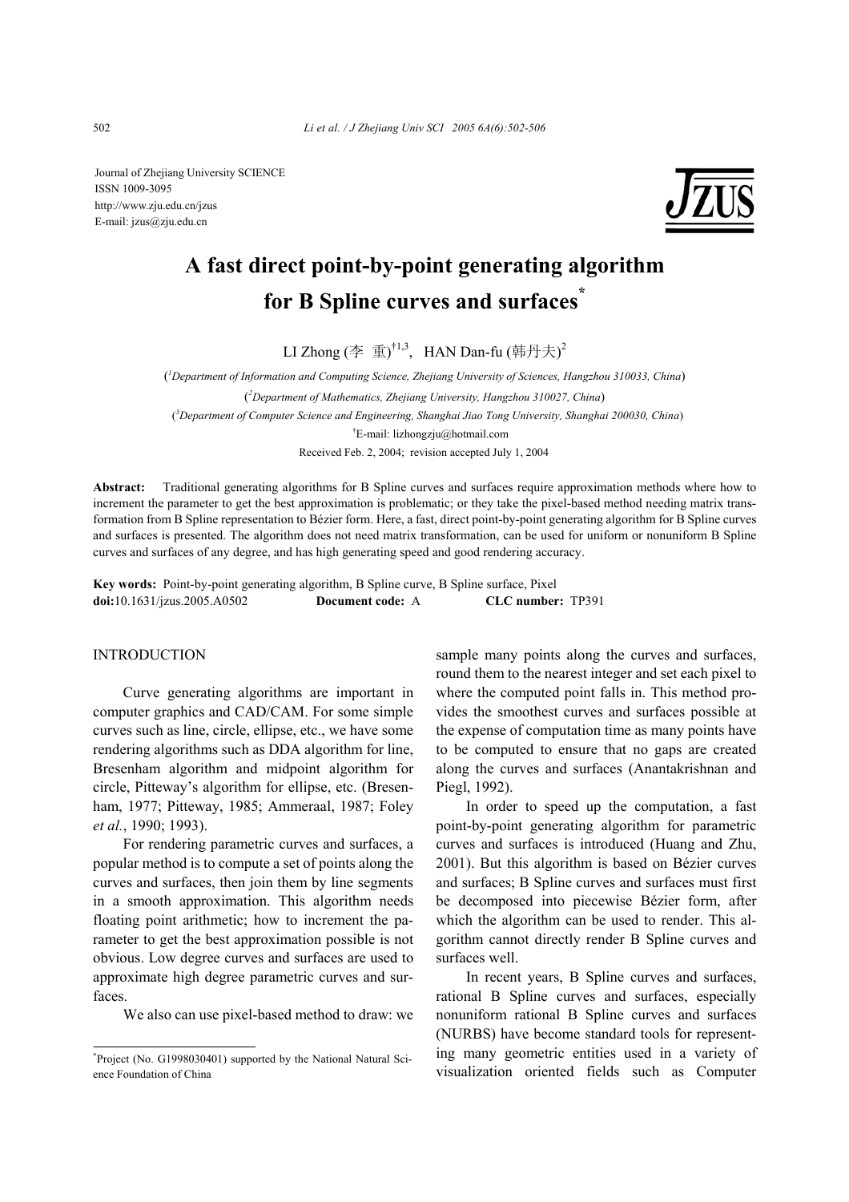Journal of Zhejiang University SCIENCE
ISSN 1009-3095
http://www.zju.edu.cn/jzus
E-mail: jzus@zju.edu.cn

# A fast direct point-by-point generating algorithm for B Spline curves and surfaces*

LI Zhong (李 重)[†1,3], HAN Dan-fu (韩丹夫)[2]

([1]*Department of Information and Computing Science, Zhejiang University of Sciences, Hangzhou 310033, China*)

([2]*Department of Mathematics, Zhejiang University, Hangzhou 310027, China*)

([3]*Department of Computer Science and Engineering, Shanghai Jiao Tong University, Shanghai 200030, China*)

[†]E-mail: lizhongzju@hotmail.com

Received Feb. 2, 2004; revision accepted July 1, 2004

**Abstract:** Traditional generating algorithms for B Spline curves and surfaces require approximation methods where how to increment the parameter to get the best approximation is problematic; or they take the pixel-based method needing matrix transformation from B Spline representation to Bézier form. Here, a fast, direct point-by-point generating algorithm for B Spline curves and surfaces is presented. The algorithm does not need matrix transformation, can be used for uniform or nonuniform B Spline curves and surfaces of any degree, and has high generating speed and good rendering accuracy.

**Key words:** Point-by-point generating algorithm, B Spline curve, B Spline surface, Pixel

**doi:**10.1631/jzus.2005.A0502 **Document code:** A **CLC number:** TP391

## INTRODUCTION

Curve generating algorithms are important in computer graphics and CAD/CAM. For some simple curves such as line, circle, ellipse, etc., we have some rendering algorithms such as DDA algorithm for line, Bresenham algorithm and midpoint algorithm for circle, Pitteway's algorithm for ellipse, etc. (Bresenham, 1977; Pitteway, 1985; Ammeraal, 1987; Foley *et al.*, 1990; 1993).

For rendering parametric curves and surfaces, a popular method is to compute a set of points along the curves and surfaces, then join them by line segments in a smooth approximation. This algorithm needs floating point arithmetic; how to increment the parameter to get the best approximation possible is not obvious. Low degree curves and surfaces are used to approximate high degree parametric curves and surfaces.

We also can use pixel-based method to draw: we sample many points along the curves and surfaces, round them to the nearest integer and set each pixel to where the computed point falls in. This method provides the smoothest curves and surfaces possible at the expense of computation time as many points have to be computed to ensure that no gaps are created along the curves and surfaces (Anantakrishnan and Piegl, 1992).

In order to speed up the computation, a fast point-by-point generating algorithm for parametric curves and surfaces is introduced (Huang and Zhu, 2001). But this algorithm is based on Bézier curves and surfaces; B Spline curves and surfaces must first be decomposed into piecewise Bézier form, after which the algorithm can be used to render. This algorithm cannot directly render B Spline curves and surfaces well.

In recent years, B Spline curves and surfaces, rational B Spline curves and surfaces, especially nonuniform rational B Spline curves and surfaces (NURBS) have become standard tools for representing many geometric entities used in a variety of visualization oriented fields such as Computer

*Project (No. G1998030401) supported by the National Natural Science Foundation of China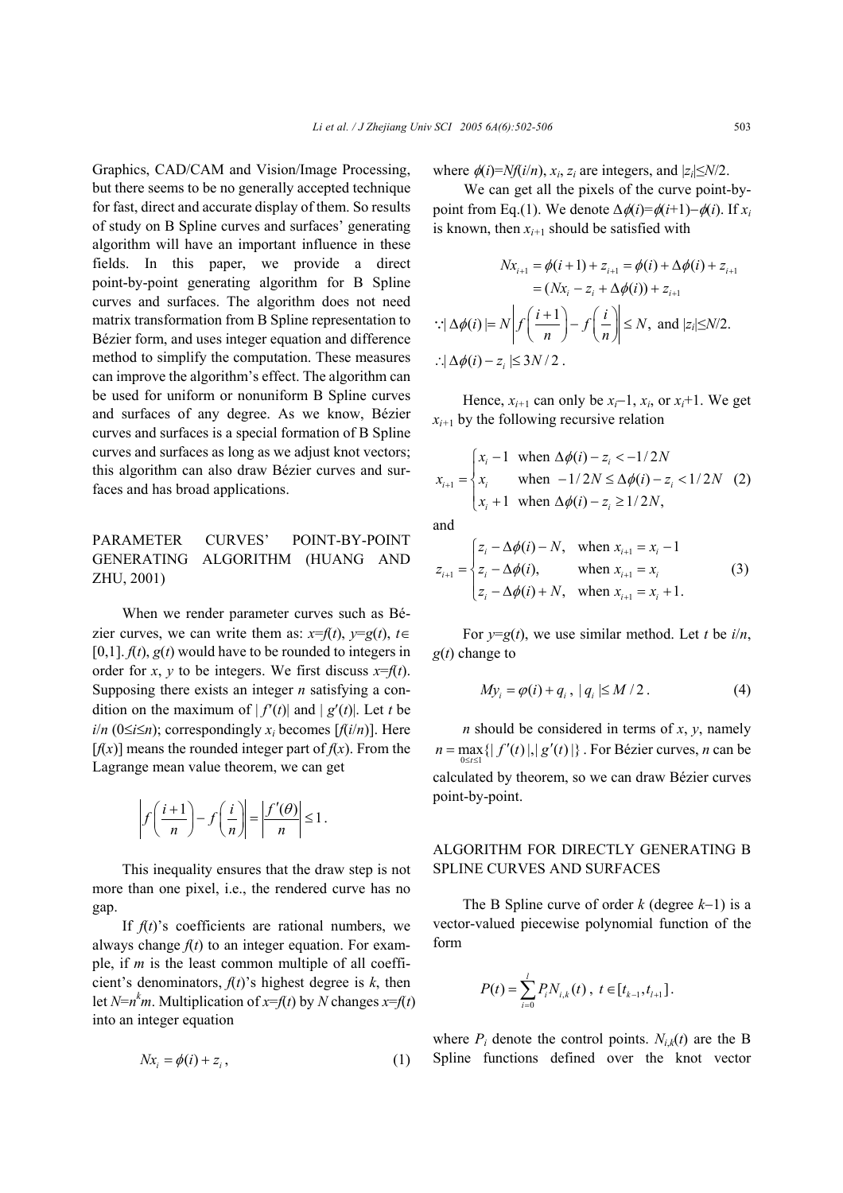Graphics, CAD/CAM and Vision/Image Processing, but there seems to be no generally accepted technique for fast, direct and accurate display of them. So results of study on B Spline curves and surfaces' generating algorithm will have an important influence in these fields. In this paper, we provide a direct point-by-point generating algorithm for B Spline curves and surfaces. The algorithm does not need matrix transformation from B Spline representation to Bézier form, and uses integer equation and difference method to simplify the computation. These measures can improve the algorithm's effect. The algorithm can be used for uniform or nonuniform B Spline curves and surfaces of any degree. As we know, Bézier curves and surfaces is a special formation of B Spline curves and surfaces as long as we adjust knot vectors; this algorithm can also draw Bézier curves and surfaces and has broad applications.

## PARAMETER CURVES' POINT-BY-POINT GENERATING ALGORITHM (HUANG AND ZHU, 2001)

When we render parameter curves such as Bézier curves, we can write them as: $x=f(t)$, $y=g(t)$, $t\in[0,1]$. $f(t)$, $g(t)$ would have to be rounded to integers in order for $x$, $y$ to be integers. We first discuss $x=f(t)$. Supposing there exists an integer $n$ satisfying a condition on the maximum of $|f'(t)|$ and $|g'(t)|$. Let $t$ be $i/n$ ($0\le i\le n$); correspondingly $x_i$ becomes $[f(i/n)]$. Here $[f(x)]$ means the rounded integer part of $f(x)$. From the Lagrange mean value theorem, we can get

$$\left|f\left(\frac{i+1}{n}\right)-f\left(\frac{i}{n}\right)\right|=\left|\frac{f'(\theta)}{n}\right|\le 1\,.$$

This inequality ensures that the draw step is not more than one pixel, i.e., the rendered curve has no gap.

If $f(t)$'s coefficients are rational numbers, we always change $f(t)$ to an integer equation. For example, if $m$ is the least common multiple of all coefficient's denominators, $f(t)$'s highest degree is $k$, then let $N=n^k m$. Multiplication of $x=f(t)$ by $N$ changes $x=f(t)$ into an integer equation

$$Nx_i=\phi(i)+z_i\,, \tag{1}$$

where $\phi(i)=Nf(i/n)$, $x_i$, $z_i$ are integers, and $|z_i|\le N/2$.

We can get all the pixels of the curve point-by-point from Eq.(1). We denote $\Delta\phi(i)=\phi(i+1)-\phi(i)$. If $x_i$ is known, then $x_{i+1}$ should be satisfied with

$$\begin{aligned}Nx_{i+1}&=\phi(i+1)+z_{i+1}=\phi(i)+\Delta\phi(i)+z_{i+1}\\&=(Nx_i-z_i+\Delta\phi(i))+z_{i+1}\end{aligned}$$

$$\because|\Delta\phi(i)|=N\left|f\left(\frac{i+1}{n}\right)-f\left(\frac{i}{n}\right)\right|\le N,\ \text{and } |z_i|\le N/2.$$

$$\therefore|\Delta\phi(i)-z_i|\le 3N/2\,.$$

Hence, $x_{i+1}$ can only be $x_i-1$, $x_i$, or $x_i+1$. We get $x_{i+1}$ by the following recursive relation

$$x_{i+1}=\begin{cases}x_i-1 & \text{when } \Delta\phi(i)-z_i<-1/2N\\ x_i & \text{when } -1/2N\le\Delta\phi(i)-z_i<1/2N\\ x_i+1 & \text{when } \Delta\phi(i)-z_i\ge 1/2N,\end{cases} \tag{2}$$

and

$$z_{i+1}=\begin{cases}z_i-\Delta\phi(i)-N, & \text{when } x_{i+1}=x_i-1\\ z_i-\Delta\phi(i), & \text{when } x_{i+1}=x_i\\ z_i-\Delta\phi(i)+N, & \text{when } x_{i+1}=x_i+1.\end{cases} \tag{3}$$

For $y=g(t)$, we use similar method. Let $t$ be $i/n$, $g(t)$ change to

$$My_i=\varphi(i)+q_i\,,\ |q_i|\le M/2\,. \tag{4}$$

$n$ should be considered in terms of $x$, $y$, namely $n=\max\limits_{0\le t\le 1}\{|f'(t)|,|g'(t)|\}$. For Bézier curves, $n$ can be calculated by theorem, so we can draw Bézier curves point-by-point.

## ALGORITHM FOR DIRECTLY GENERATING B SPLINE CURVES AND SURFACES

The B Spline curve of order $k$ (degree $k-1$) is a vector-valued piecewise polynomial function of the form

$$P(t)=\sum_{i=0}^{l}P_iN_{i,k}(t)\,,\ t\in[t_{k-1},t_{l+1}]\,.$$

where $P_i$ denote the control points. $N_{i,k}(t)$ are the B Spline functions defined over the knot vector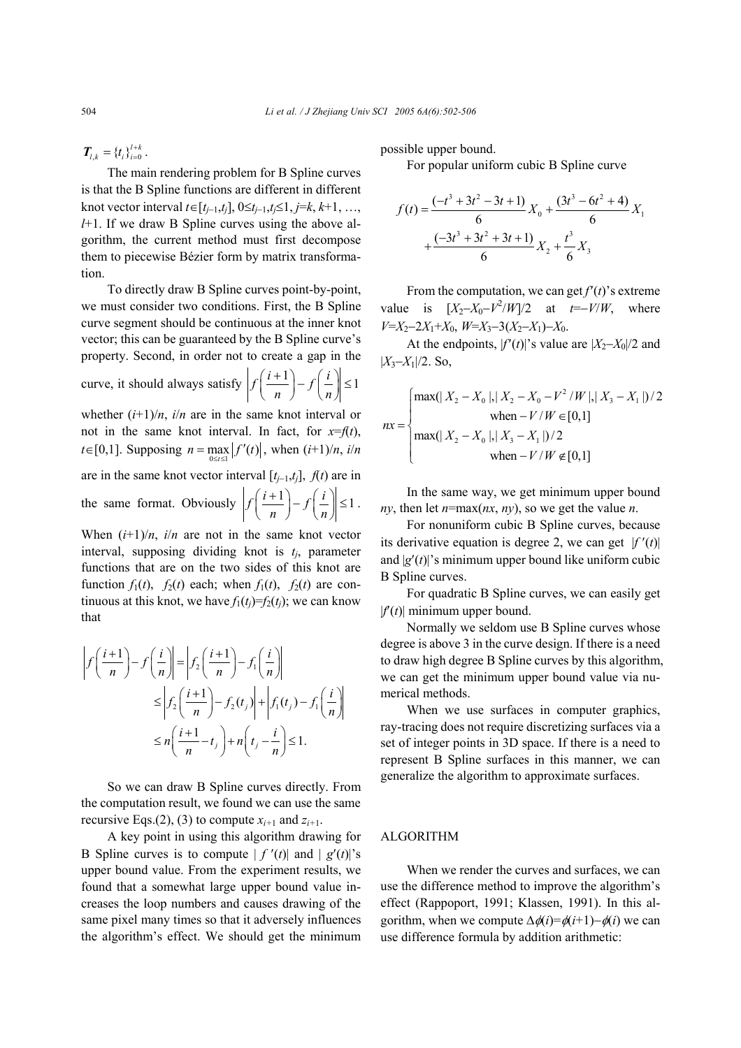$\boldsymbol{T}_{l,k} = \{t_i\}_{i=0}^{l+k}$.

The main rendering problem for B Spline curves is that the B Spline functions are different in different knot vector interval $t\in[t_{j-1},t_j]$, $0\le t_{j-1},t_j\le 1$, $j=k, k+1, \ldots, l+1$. If we draw B Spline curves using the above algorithm, the current method must first decompose them to piecewise Bézier form by matrix transformation.

To directly draw B Spline curves point-by-point, we must consider two conditions. First, the B Spline curve segment should be continuous at the inner knot vector; this can be guaranteed by the B Spline curve's property. Second, in order not to create a gap in the curve, it should always satisfy $\left|f\left(\frac{i+1}{n}\right)-f\left(\frac{i}{n}\right)\right|\le 1$ whether $(i+1)/n$, $i/n$ are in the same knot interval or not in the same knot interval. In fact, for $x=f(t)$, $t\in[0,1]$. Supposing $n=\max\limits_{0\le t\le 1}|f'(t)|$, when $(i+1)/n$, $i/n$ are in the same knot vector interval $[t_{j-1},t_j]$, $f(t)$ are in the same format. Obviously $\left|f\left(\frac{i+1}{n}\right)-f\left(\frac{i}{n}\right)\right|\le 1$.

When $(i+1)/n$, $i/n$ are not in the same knot vector interval, supposing dividing knot is $t_j$, parameter functions that are on the two sides of this knot are function $f_1(t)$, $f_2(t)$ each; when $f_1(t)$, $f_2(t)$ are continuous at this knot, we have $f_1(t_j)=f_2(t_j)$; we can know that

$$
\begin{aligned}
\left|f\left(\frac{i+1}{n}\right)-f\left(\frac{i}{n}\right)\right| &= \left|f_2\left(\frac{i+1}{n}\right)-f_1\left(\frac{i}{n}\right)\right| \\
&\le \left|f_2\left(\frac{i+1}{n}\right)-f_2(t_j)\right|+\left|f_1(t_j)-f_1\left(\frac{i}{n}\right)\right| \\
&\le n\left(\frac{i+1}{n}-t_j\right)+n\left(t_j-\frac{i}{n}\right)\le 1.
\end{aligned}
$$

So we can draw B Spline curves directly. From the computation result, we found we can use the same recursive Eqs.(2), (3) to compute $x_{i+1}$ and $z_{i+1}$.

A key point in using this algorithm drawing for B Spline curves is to compute $|f'(t)|$ and $|g'(t)|$'s upper bound value. From the experiment results, we found that a somewhat large upper bound value increases the loop numbers and causes drawing of the same pixel many times so that it adversely influences the algorithm's effect. We should get the minimum possible upper bound.

For popular uniform cubic B Spline curve

$$
f(t)=\frac{(-t^3+3t^2-3t+1)}{6}X_0+\frac{(3t^3-6t^2+4)}{6}X_1+\frac{(-3t^3+3t^2+3t+1)}{6}X_2+\frac{t^3}{6}X_3
$$

From the computation, we can get $f'(t)$'s extreme value is $[X_2-X_0-V^2/W]/2$ at $t=-V/W$, where $V=X_2-2X_1+X_0$, $W=X_3-3(X_2-X_1)-X_0$.

At the endpoints, $|f'(t)|$'s value are $|X_2-X_0|/2$ and $|X_3-X_1|/2$. So,

$$
nx=\begin{cases}\max(|X_2-X_0|,|X_2-X_0-V^2/W|,|X_3-X_1|)/2 \\ \qquad \text{when } -V/W\in[0,1] \\ \max(|X_2-X_0|,|X_3-X_1|)/2 \\ \qquad \text{when } -V/W\notin[0,1]\end{cases}
$$

In the same way, we get minimum upper bound $ny$, then let $n$=max($nx$, $ny$), so we get the value $n$.

For nonuniform cubic B Spline curves, because its derivative equation is degree 2, we can get $|f'(t)|$ and $|g'(t)|$'s minimum upper bound like uniform cubic B Spline curves.

For quadratic B Spline curves, we can easily get $|f'(t)|$ minimum upper bound.

Normally we seldom use B Spline curves whose degree is above 3 in the curve design. If there is a need to draw high degree B Spline curves by this algorithm, we can get the minimum upper bound value via numerical methods.

When we use surfaces in computer graphics, ray-tracing does not require discretizing surfaces via a set of integer points in 3D space. If there is a need to represent B Spline surfaces in this manner, we can generalize the algorithm to approximate surfaces.

## ALGORITHM

When we render the curves and surfaces, we can use the difference method to improve the algorithm's effect (Rappoport, 1991; Klassen, 1991). In this algorithm, when we compute $\Delta\phi(i)=\phi(i+1)-\phi(i)$ we can use difference formula by addition arithmetic: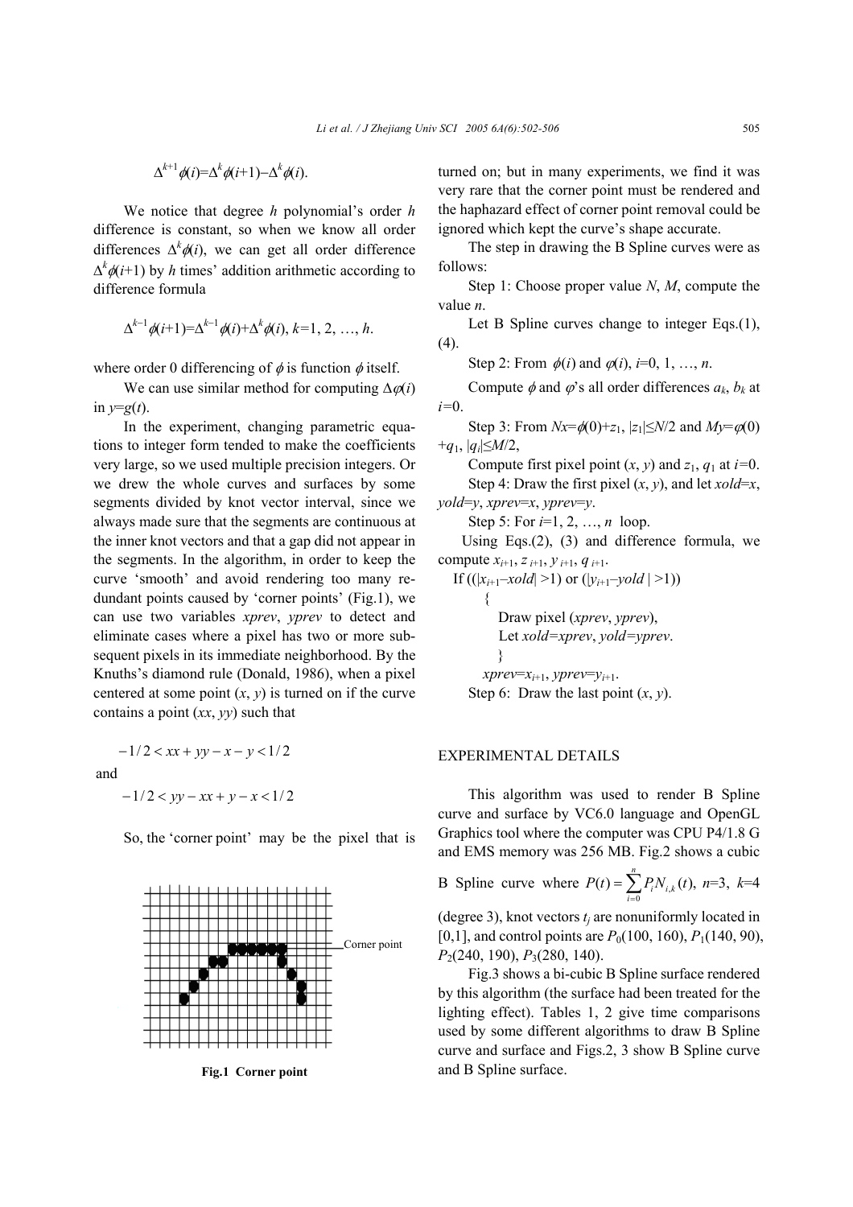$$\Delta^{k+1}\phi(i)=\Delta^{k}\phi(i+1)-\Delta^{k}\phi(i).$$

We notice that degree $h$ polynomial's order $h$ difference is constant, so when we know all order differences $\Delta^k\phi(i)$, we can get all order difference $\Delta^k\phi(i+1)$ by $h$ times' addition arithmetic according to difference formula

$$\Delta^{k-1}\phi(i+1)=\Delta^{k-1}\phi(i)+\Delta^{k}\phi(i),\ k=1, 2, \ldots, h.$$

where order 0 differencing of $\phi$ is function $\phi$ itself.

We can use similar method for computing $\Delta\varphi(i)$ in $y=g(t)$.

In the experiment, changing parametric equations to integer form tended to make the coefficients very large, so we used multiple precision integers. Or we drew the whole curves and surfaces by some segments divided by knot vector interval, since we always made sure that the segments are continuous at the inner knot vectors and that a gap did not appear in the segments. In the algorithm, in order to keep the curve 'smooth' and avoid rendering too many redundant points caused by 'corner points' (Fig.1), we can use two variables *xprev*, *yprev* to detect and eliminate cases where a pixel has two or more subsequent pixels in its immediate neighborhood. By the Knuths's diamond rule (Donald, 1986), when a pixel centered at some point $(x, y)$ is turned on if the curve contains a point $(xx, yy)$ such that

$$-1/2 < xx + yy - x - y < 1/2$$

and

$$-1/2 < yy - xx + y - x < 1/2$$

So, the 'corner point' may be the pixel that is turned on; but in many experiments, we find it was very rare that the corner point must be rendered and the haphazard effect of corner point removal could be ignored which kept the curve's shape accurate.

Fig.1 Corner point

The step in drawing the B Spline curves were as follows:

Step 1: Choose proper value $N$, $M$, compute the value $n$.

Let B Spline curves change to integer Eqs.(1), (4).

Step 2: From $\phi(i)$ and $\varphi(i)$, $i$=0, 1, …, $n$.

Compute $\phi$ and $\varphi$'s all order differences $a_k$, $b_k$ at $i$=0.

Step 3: From $Nx=\phi(0)+z_1$, $|z_1|\le N/2$ and $My=\varphi(0)+q_1$, $|q_i|\le M/2$,

Compute first pixel point $(x, y)$ and $z_1$, $q_1$ at $i$=0.

Step 4: Draw the first pixel $(x, y)$, and let *xold*=$x$, *yold*=$y$, *xprev*=$x$, *yprev*=$y$.

Step 5: For $i$=1, 2, …, $n$ loop.

Using Eqs.(2), (3) and difference formula, we compute $x_{i+1}$, $z_{i+1}$, $y_{i+1}$, $q_{i+1}$.

```
If ((|x_{i+1}–xold| >1) or (|y_{i+1}–yold | >1))
    {
        Draw pixel (xprev, yprev),
        Let xold=xprev, yold=yprev.
    }
    xprev=x_{i+1}, yprev=y_{i+1}.
```

Step 6: Draw the last point $(x, y)$.

## EXPERIMENTAL DETAILS

This algorithm was used to render B Spline curve and surface by VC6.0 language and OpenGL Graphics tool where the computer was CPU P4/1.8 G and EMS memory was 256 MB. Fig.2 shows a cubic B Spline curve where $P(t)=\sum_{i=0}^{n}P_i N_{i,k}(t)$, $n$=3, $k$=4 (degree 3), knot vectors $t_j$ are nonuniformly located in [0,1], and control points are $P_0(100, 160)$, $P_1(140, 90)$, $P_2(240, 190)$, $P_3(280, 140)$.

Fig.3 shows a bi-cubic B Spline surface rendered by this algorithm (the surface had been treated for the lighting effect). Tables 1, 2 give time comparisons used by some different algorithms to draw B Spline curve and surface and Figs.2, 3 show B Spline curve and B Spline surface.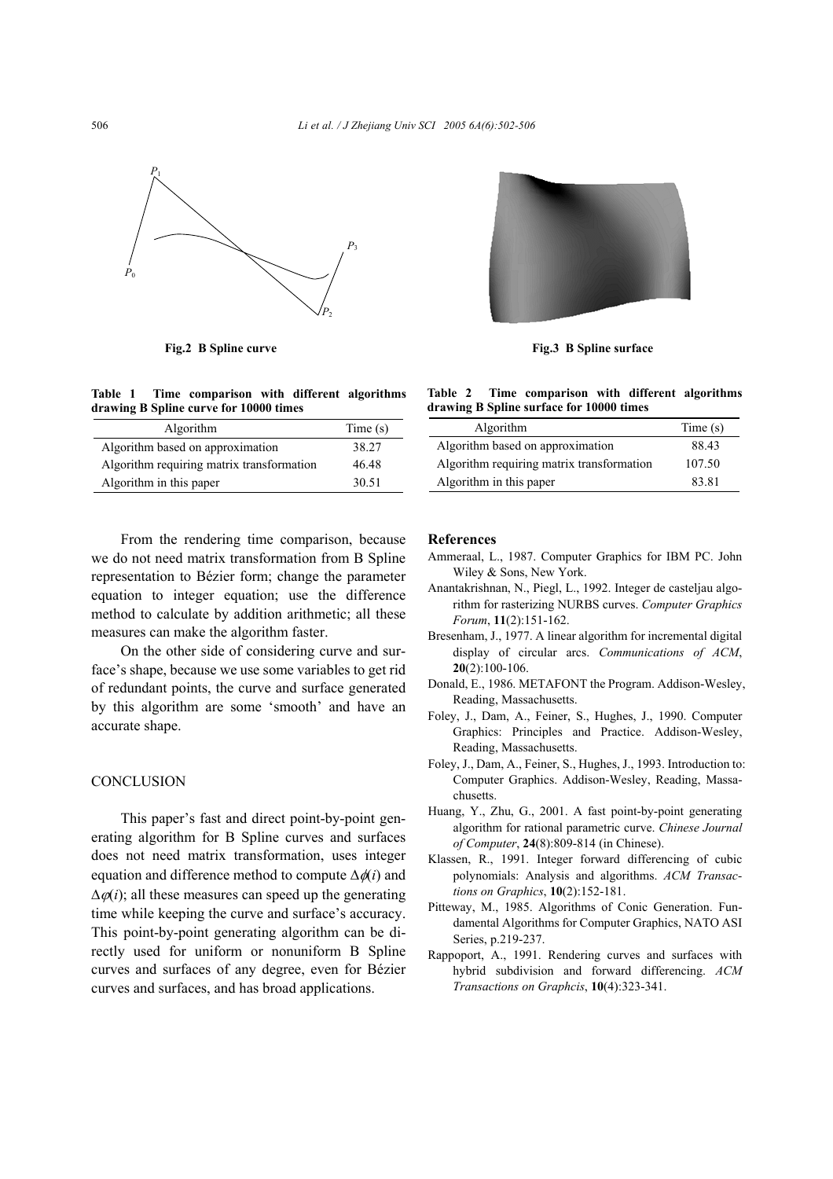P1

P0

P3

P2

**Fig.2 B Spline curve**

**Fig.3 B Spline surface**

**Table 1 Time comparison with different algorithms drawing B Spline curve for 10000 times**

| Algorithm | Time (s) |
|---|---|
| Algorithm based on approximation | 38.27 |
| Algorithm requiring matrix transformation | 46.48 |
| Algorithm in this paper | 30.51 |

**Table 2 Time comparison with different algorithms drawing B Spline surface for 10000 times**

| Algorithm | Time (s) |
|---|---|
| Algorithm based on approximation | 88.43 |
| Algorithm requiring matrix transformation | 107.50 |
| Algorithm in this paper | 83.81 |

From the rendering time comparison, because we do not need matrix transformation from B Spline representation to Bézier form; change the parameter equation to integer equation; use the difference method to calculate by addition arithmetic; all these measures can make the algorithm faster.

On the other side of considering curve and surface's shape, because we use some variables to get rid of redundant points, the curve and surface generated by this algorithm are some 'smooth' and have an accurate shape.

## CONCLUSION

This paper's fast and direct point-by-point generating algorithm for B Spline curves and surfaces does not need matrix transformation, uses integer equation and difference method to compute $\Delta\phi(i)$ and $\Delta\varphi(i)$; all these measures can speed up the generating time while keeping the curve and surface's accuracy. This point-by-point generating algorithm can be directly used for uniform or nonuniform B Spline curves and surfaces of any degree, even for Bézier curves and surfaces, and has broad applications.

## References

Ammeraal, L., 1987. Computer Graphics for IBM PC. John Wiley & Sons, New York.

Anantakrishnan, N., Piegl, L., 1992. Integer de casteljau algorithm for rasterizing NURBS curves. *Computer Graphics Forum*, **11**(2):151-162.

Bresenham, J., 1977. A linear algorithm for incremental digital display of circular arcs. *Communications of ACM*, **20**(2):100-106.

Donald, E., 1986. METAFONT the Program. Addison-Wesley, Reading, Massachusetts.

Foley, J., Dam, A., Feiner, S., Hughes, J., 1990. Computer Graphics: Principles and Practice. Addison-Wesley, Reading, Massachusetts.

Foley, J., Dam, A., Feiner, S., Hughes, J., 1993. Introduction to: Computer Graphics. Addison-Wesley, Reading, Massachusetts.

Huang, Y., Zhu, G., 2001. A fast point-by-point generating algorithm for rational parametric curve. *Chinese Journal of Computer*, **24**(8):809-814 (in Chinese).

Klassen, R., 1991. Integer forward differencing of cubic polynomials: Analysis and algorithms. *ACM Transactions on Graphics*, **10**(2):152-181.

Pitteway, M., 1985. Algorithms of Conic Generation. Fundamental Algorithms for Computer Graphics, NATO ASI Series, p.219-237.

Rappoport, A., 1991. Rendering curves and surfaces with hybrid subdivision and forward differencing. *ACM Transactions on Graphcis*, **10**(4):323-341.